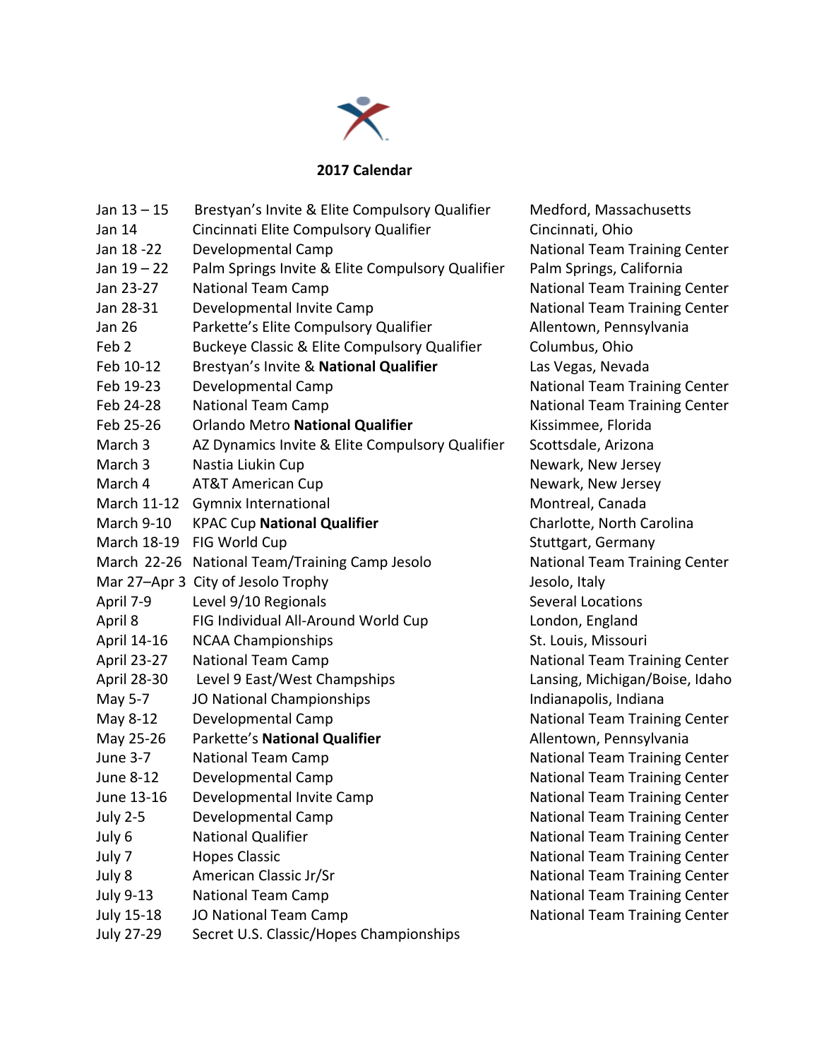**2017 Calendar**

| | | |
|---|---|---|
| Jan 13 – 15 | Brestyan's Invite & Elite Compulsory Qualifier | Medford, Massachusetts |
| Jan 14 | Cincinnati Elite Compulsory Qualifier | Cincinnati, Ohio |
| Jan 18 -22 | Developmental Camp | National Team Training Center |
| Jan 19 – 22 | Palm Springs Invite & Elite Compulsory Qualifier | Palm Springs, California |
| Jan 23-27 | National Team Camp | National Team Training Center |
| Jan 28-31 | Developmental Invite Camp | National Team Training Center |
| Jan 26 | Parkette's Elite Compulsory Qualifier | Allentown, Pennsylvania |
| Feb 2 | Buckeye Classic & Elite Compulsory Qualifier | Columbus, Ohio |
| Feb 10-12 | Brestyan's Invite & **National Qualifier** | Las Vegas, Nevada |
| Feb 19-23 | Developmental Camp | National Team Training Center |
| Feb 24-28 | National Team Camp | National Team Training Center |
| Feb 25-26 | Orlando Metro **National Qualifier** | Kissimmee, Florida |
| March 3 | AZ Dynamics Invite & Elite Compulsory Qualifier | Scottsdale, Arizona |
| March 3 | Nastia Liukin Cup | Newark, New Jersey |
| March 4 | AT&T American Cup | Newark, New Jersey |
| March 11-12 | Gymnix International | Montreal, Canada |
| March 9-10 | KPAC Cup **National Qualifier** | Charlotte, North Carolina |
| March 18-19 | FIG World Cup | Stuttgart, Germany |
| March 22-26 | National Team/Training Camp Jesolo | National Team Training Center |
| Mar 27–Apr 3 | City of Jesolo Trophy | Jesolo, Italy |
| April 7-9 | Level 9/10 Regionals | Several Locations |
| April 8 | FIG Individual All-Around World Cup | London, England |
| April 14-16 | NCAA Championships | St. Louis, Missouri |
| April 23-27 | National Team Camp | National Team Training Center |
| April 28-30 | Level 9 East/West Champships | Lansing, Michigan/Boise, Idaho |
| May 5-7 | JO National Championships | Indianapolis, Indiana |
| May 8-12 | Developmental Camp | National Team Training Center |
| May 25-26 | Parkette's **National Qualifier** | Allentown, Pennsylvania |
| June 3-7 | National Team Camp | National Team Training Center |
| June 8-12 | Developmental Camp | National Team Training Center |
| June 13-16 | Developmental Invite Camp | National Team Training Center |
| July 2-5 | Developmental Camp | National Team Training Center |
| July 6 | National Qualifier | National Team Training Center |
| July 7 | Hopes Classic | National Team Training Center |
| July 8 | American Classic Jr/Sr | National Team Training Center |
| July 9-13 | National Team Camp | National Team Training Center |
| July 15-18 | JO National Team Camp | National Team Training Center |
| July 27-29 | Secret U.S. Classic/Hopes Championships | |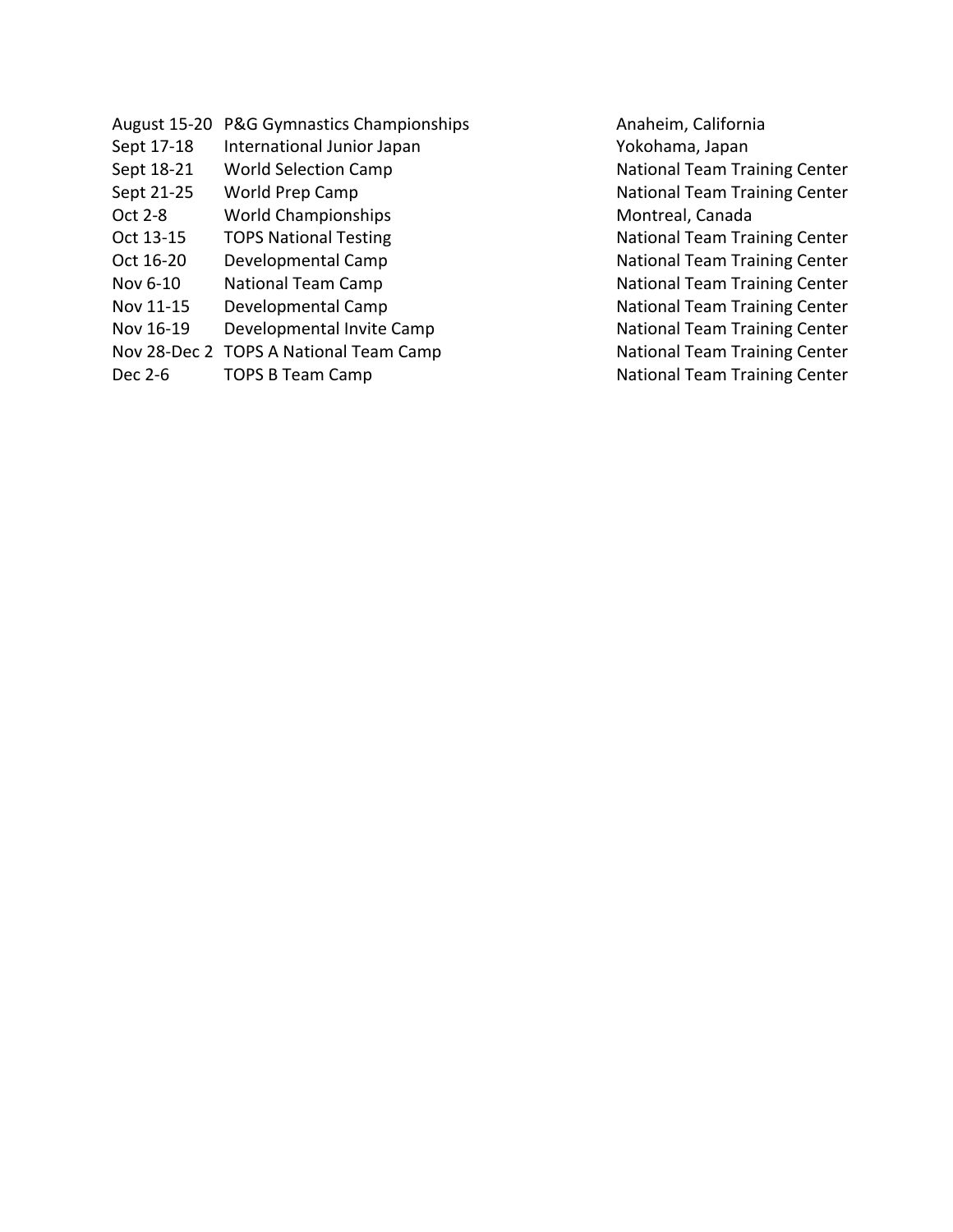| | | |
|---|---|---|
| August 15-20 | P&G Gymnastics Championships | Anaheim, California |
| Sept 17-18 | International Junior Japan | Yokohama, Japan |
| Sept 18-21 | World Selection Camp | National Team Training Center |
| Sept 21-25 | World Prep Camp | National Team Training Center |
| Oct 2-8 | World Championships | Montreal, Canada |
| Oct 13-15 | TOPS National Testing | National Team Training Center |
| Oct 16-20 | Developmental Camp | National Team Training Center |
| Nov 6-10 | National Team Camp | National Team Training Center |
| Nov 11-15 | Developmental Camp | National Team Training Center |
| Nov 16-19 | Developmental Invite Camp | National Team Training Center |
| Nov 28-Dec 2 | TOPS A National Team Camp | National Team Training Center |
| Dec 2-6 | TOPS B Team Camp | National Team Training Center |